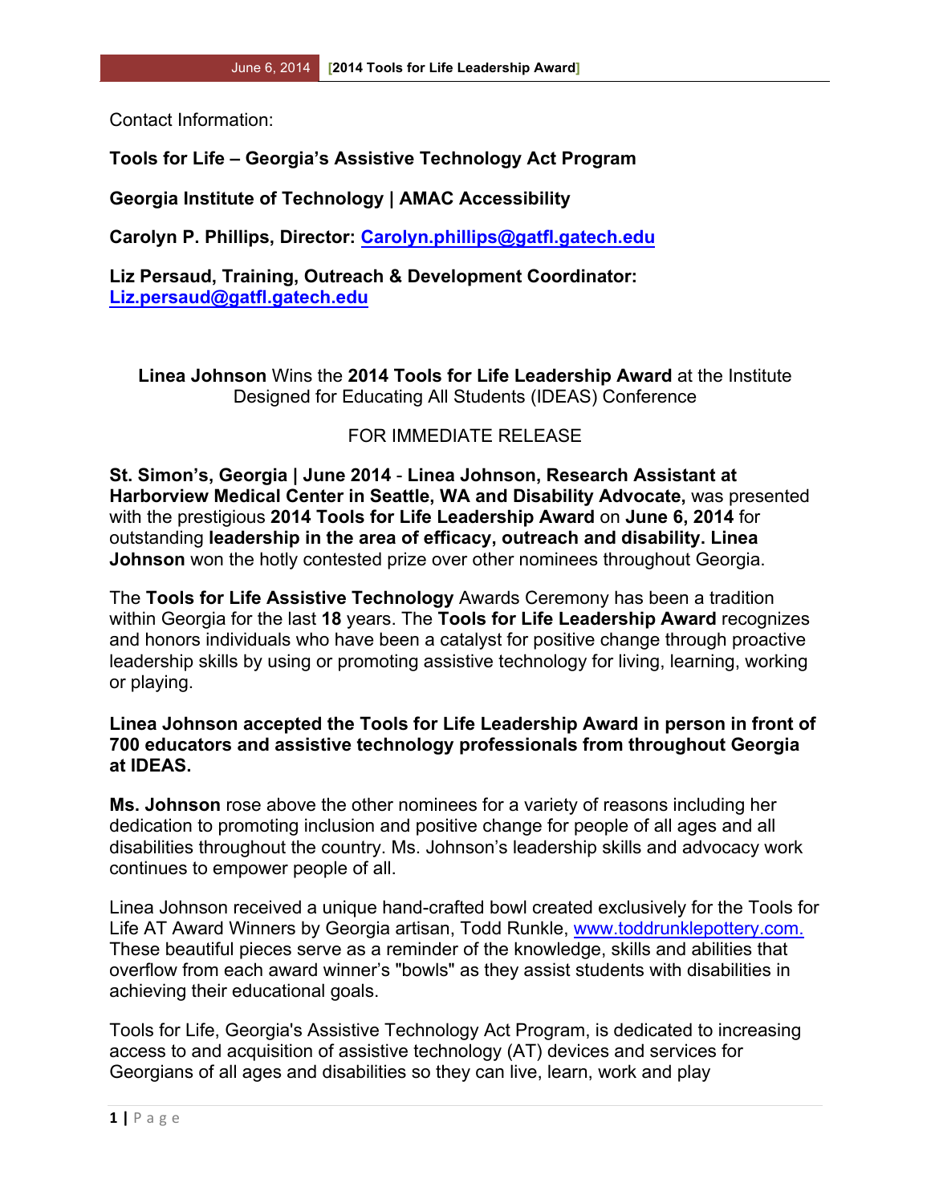Contact Information:

**Tools for Life – Georgia's Assistive Technology Act Program**

**Georgia Institute of Technology | AMAC Accessibility**

**Carolyn P. Phillips, Director: Carolyn.phillips@gatfl.gatech.edu**

**Liz Persaud, Training, Outreach & Development Coordinator: Liz.persaud@gatfl.gatech.edu**

**Linea Johnson** Wins the **2014 Tools for Life Leadership Award** at the Institute Designed for Educating All Students (IDEAS) Conference

FOR IMMEDIATE RELEASE

**St. Simon's, Georgia | June 2014** - **Linea Johnson, Research Assistant at Harborview Medical Center in Seattle, WA and Disability Advocate,** was presented with the prestigious **2014 Tools for Life Leadership Award** on **June 6, 2014** for outstanding **leadership in the area of efficacy, outreach and disability. Linea Johnson** won the hotly contested prize over other nominees throughout Georgia.

The **Tools for Life Assistive Technology** Awards Ceremony has been a tradition within Georgia for the last **18** years. The **Tools for Life Leadership Award** recognizes and honors individuals who have been a catalyst for positive change through proactive leadership skills by using or promoting assistive technology for living, learning, working or playing.

**Linea Johnson accepted the Tools for Life Leadership Award in person in front of 700 educators and assistive technology professionals from throughout Georgia at IDEAS.**

**Ms. Johnson** rose above the other nominees for a variety of reasons including her dedication to promoting inclusion and positive change for people of all ages and all disabilities throughout the country. Ms. Johnson's leadership skills and advocacy work continues to empower people of all.

Linea Johnson received a unique hand-crafted bowl created exclusively for the Tools for Life AT Award Winners by Georgia artisan, Todd Runkle, www.toddrunklepottery.com. These beautiful pieces serve as a reminder of the knowledge, skills and abilities that overflow from each award winner's "bowls" as they assist students with disabilities in achieving their educational goals.

Tools for Life, Georgia's Assistive Technology Act Program, is dedicated to increasing access to and acquisition of assistive technology (AT) devices and services for Georgians of all ages and disabilities so they can live, learn, work and play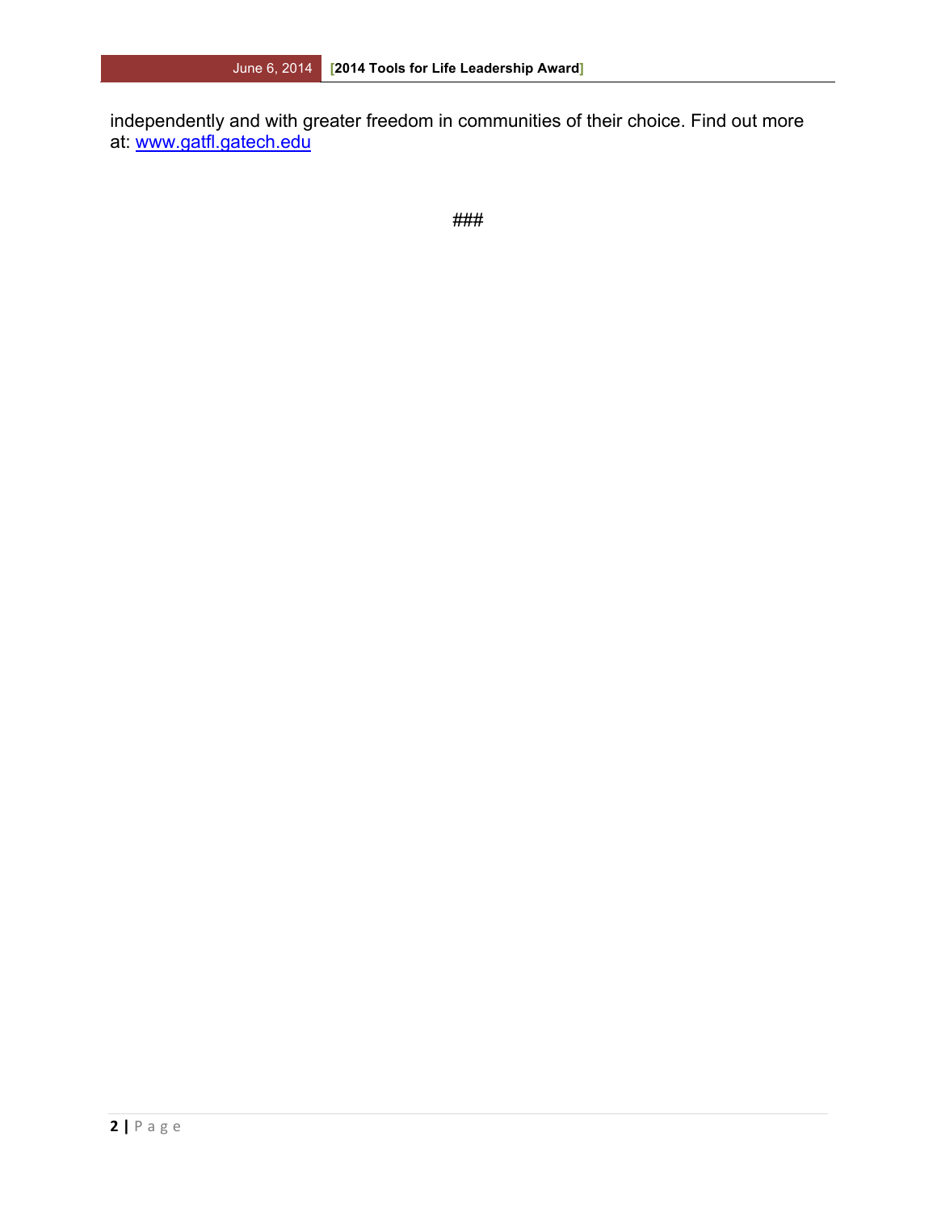independently and with greater freedom in communities of their choice. Find out more at: www.gatfl.gatech.edu

###